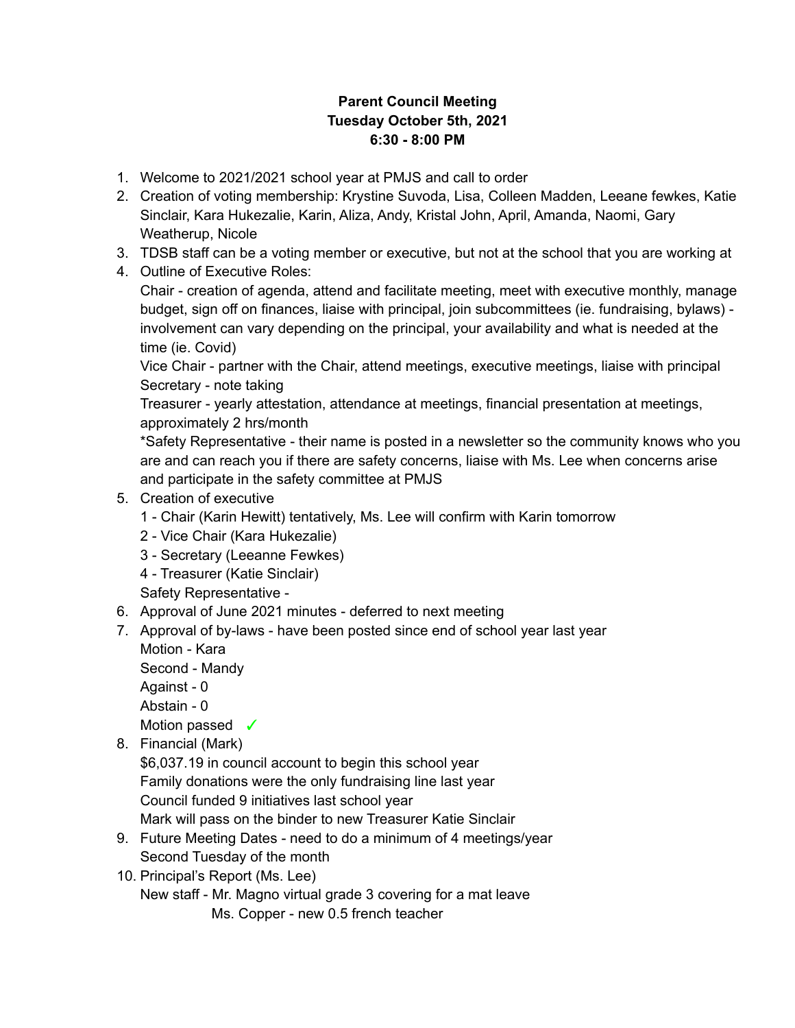**Parent Council Meeting**
**Tuesday October 5th, 2021**
**6:30 - 8:00 PM**

1. Welcome to 2021/2021 school year at PMJS and call to order
2. Creation of voting membership: Krystine Suvoda, Lisa, Colleen Madden, Leeane fewkes, Katie Sinclair, Kara Hukezalie, Karin, Aliza, Andy, Kristal John, April, Amanda, Naomi, Gary Weatherup, Nicole
3. TDSB staff can be a voting member or executive, but not at the school that you are working at
4. Outline of Executive Roles:
   Chair - creation of agenda, attend and facilitate meeting, meet with executive monthly, manage budget, sign off on finances, liaise with principal, join subcommittees (ie. fundraising, bylaws) - involvement can vary depending on the principal, your availability and what is needed at the time (ie. Covid)
   Vice Chair - partner with the Chair, attend meetings, executive meetings, liaise with principal
   Secretary - note taking
   Treasurer - yearly attestation, attendance at meetings, financial presentation at meetings, approximately 2 hrs/month
   *Safety Representative - their name is posted in a newsletter so the community knows who you are and can reach you if there are safety concerns, liaise with Ms. Lee when concerns arise and participate in the safety committee at PMJS
5. Creation of executive
   1 - Chair (Karin Hewitt) tentatively, Ms. Lee will confirm with Karin tomorrow
   2 - Vice Chair (Kara Hukezalie)
   3 - Secretary (Leeanne Fewkes)
   4 - Treasurer (Katie Sinclair)
   Safety Representative -
6. Approval of June 2021 minutes - deferred to next meeting
7. Approval of by-laws - have been posted since end of school year last year
   Motion - Kara
   Second - Mandy
   Against - 0
   Abstain - 0
   Motion passed ✓
8. Financial (Mark)
   $6,037.19 in council account to begin this school year
   Family donations were the only fundraising line last year
   Council funded 9 initiatives last school year
   Mark will pass on the binder to new Treasurer Katie Sinclair
9. Future Meeting Dates - need to do a minimum of 4 meetings/year
   Second Tuesday of the month
10. Principal's Report (Ms. Lee)
    New staff - Mr. Magno virtual grade 3 covering for a mat leave
    Ms. Copper - new 0.5 french teacher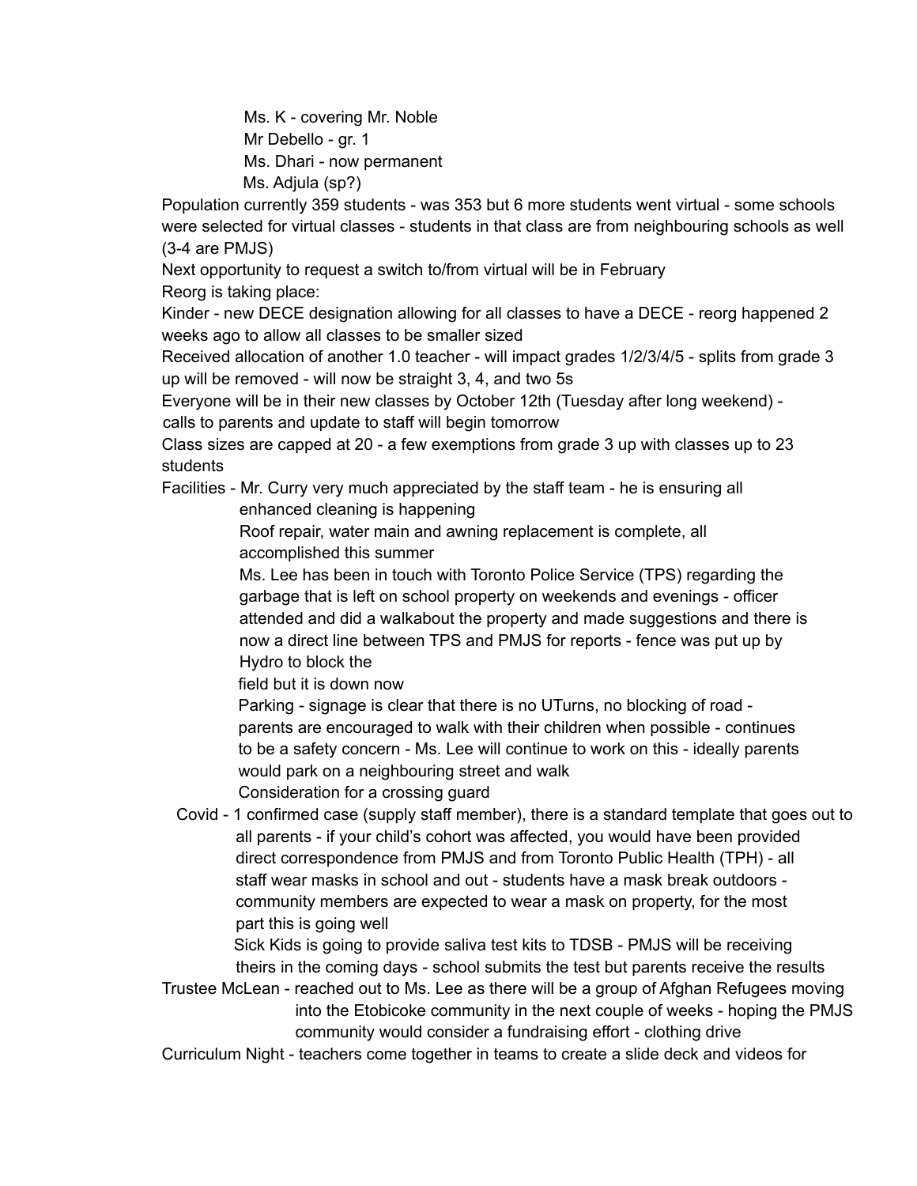- Ms. K - covering Mr. Noble
- Mr Debello - gr. 1
- Ms. Dhari - now permanent
- Ms. Adjula (sp?)

Population currently 359 students - was 353 but 6 more students went virtual - some schools were selected for virtual classes - students in that class are from neighbouring schools as well (3-4 are PMJS)

Next opportunity to request a switch to/from virtual will be in February

Reorg is taking place:

Kinder - new DECE designation allowing for all classes to have a DECE - reorg happened 2 weeks ago to allow all classes to be smaller sized

Received allocation of another 1.0 teacher - will impact grades 1/2/3/4/5 - splits from grade 3 up will be removed - will now be straight 3, 4, and two 5s

Everyone will be in their new classes by October 12th (Tuesday after long weekend) - calls to parents and update to staff will begin tomorrow

Class sizes are capped at 20 - a few exemptions from grade 3 up with classes up to 23 students

Facilities - Mr. Curry very much appreciated by the staff team - he is ensuring all enhanced cleaning is happening

Roof repair, water main and awning replacement is complete, all accomplished this summer

Ms. Lee has been in touch with Toronto Police Service (TPS) regarding the garbage that is left on school property on weekends and evenings - officer attended and did a walkabout the property and made suggestions and there is now a direct line between TPS and PMJS for reports - fence was put up by Hydro to block the field but it is down now

Parking - signage is clear that there is no UTurns, no blocking of road - parents are encouraged to walk with their children when possible - continues to be a safety concern - Ms. Lee will continue to work on this - ideally parents would park on a neighbouring street and walk

Consideration for a crossing guard

Covid - 1 confirmed case (supply staff member), there is a standard template that goes out to all parents - if your child's cohort was affected, you would have been provided direct correspondence from PMJS and from Toronto Public Health (TPH) - all staff wear masks in school and out - students have a mask break outdoors - community members are expected to wear a mask on property, for the most part this is going well

Sick Kids is going to provide saliva test kits to TDSB - PMJS will be receiving theirs in the coming days - school submits the test but parents receive the results

Trustee McLean - reached out to Ms. Lee as there will be a group of Afghan Refugees moving into the Etobicoke community in the next couple of weeks - hoping the PMJS community would consider a fundraising effort - clothing drive

Curriculum Night - teachers come together in teams to create a slide deck and videos for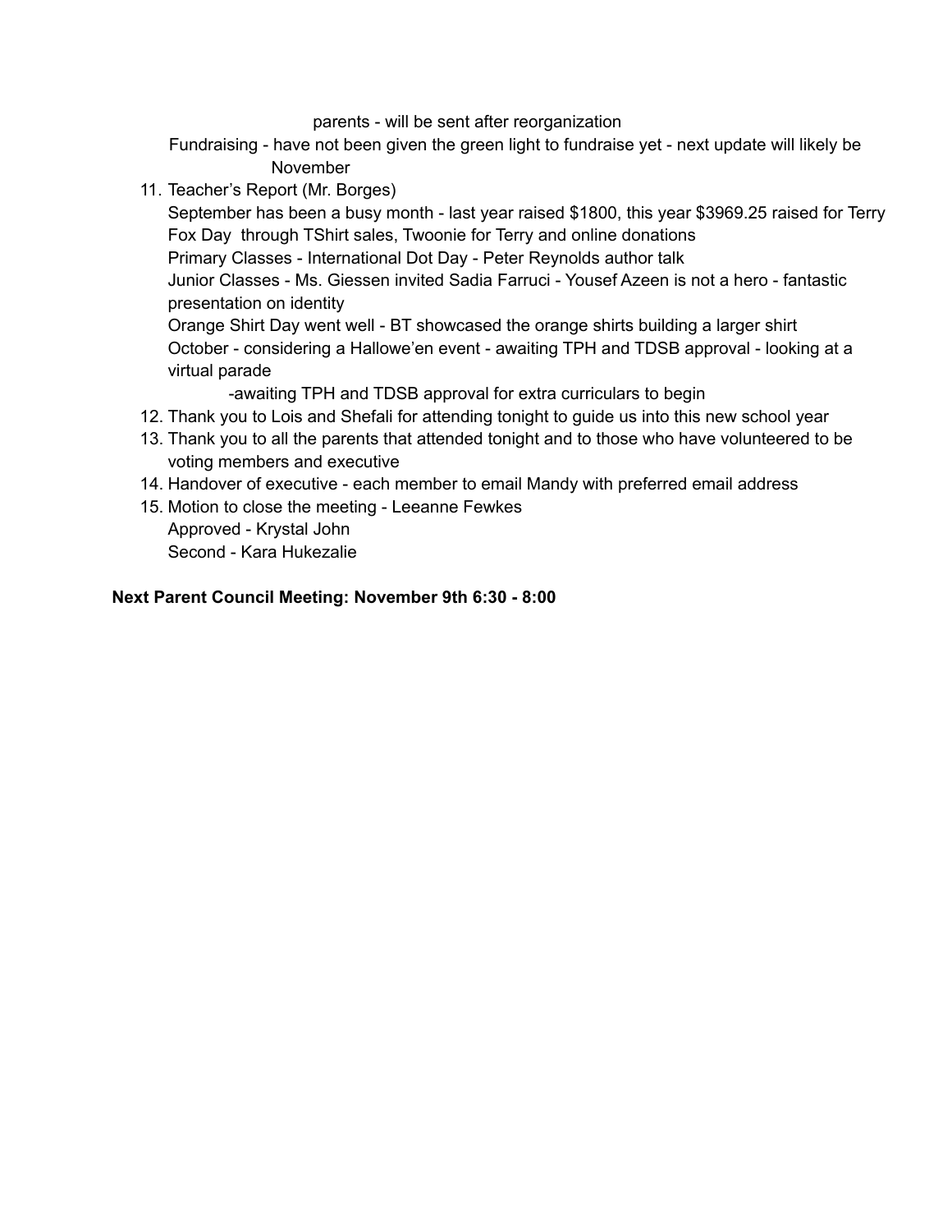parents - will be sent after reorganization

Fundraising - have not been given the green light to fundraise yet - next update will likely be November

11. Teacher's Report (Mr. Borges)
    September has been a busy month - last year raised $1800, this year $3969.25 raised for Terry Fox Day through TShirt sales, Twoonie for Terry and online donations
    Primary Classes - International Dot Day - Peter Reynolds author talk
    Junior Classes - Ms. Giessen invited Sadia Farruci - Yousef Azeen is not a hero - fantastic presentation on identity
    Orange Shirt Day went well - BT showcased the orange shirts building a larger shirt
    October - considering a Hallowe'en event - awaiting TPH and TDSB approval - looking at a virtual parade
    -awaiting TPH and TDSB approval for extra curriculars to begin
12. Thank you to Lois and Shefali for attending tonight to guide us into this new school year
13. Thank you to all the parents that attended tonight and to those who have volunteered to be voting members and executive
14. Handover of executive - each member to email Mandy with preferred email address
15. Motion to close the meeting - Leeanne Fewkes
    Approved - Krystal John
    Second - Kara Hukezalie

**Next Parent Council Meeting: November 9th 6:30 - 8:00**